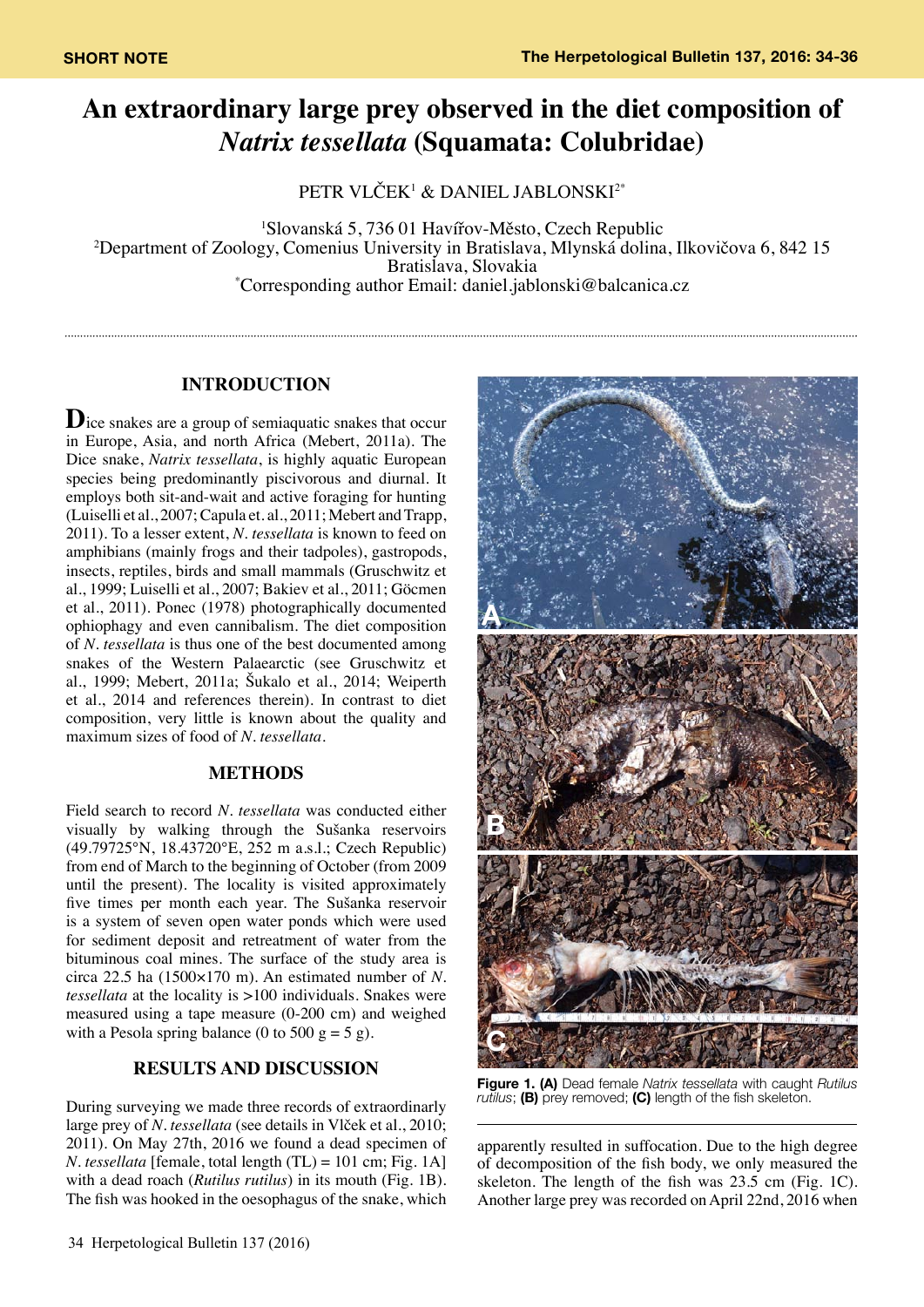SHORT NOTE

# An extraordinary large prey observed in the diet composition of *Natrix tessellata* (Squamata: Colubridae)

PETR VLČEK[1] & DANIEL JABLONSKI[2*]

[1]Slovanská 5, 736 01 Havířov-Město, Czech Republic
[2]Department of Zoology, Comenius University in Bratislava, Mlynská dolina, Ilkovičova 6, 842 15 Bratislava, Slovakia
[*]Corresponding author Email: daniel.jablonski@balcanica.cz

## INTRODUCTION

Dice snakes are a group of semiaquatic snakes that occur in Europe, Asia, and north Africa (Mebert, 2011a). The Dice snake, *Natrix tessellata*, is highly aquatic European species being predominantly piscivorous and diurnal. It employs both sit-and-wait and active foraging for hunting (Luiselli et al., 2007; Capula et. al., 2011; Mebert and Trapp, 2011). To a lesser extent, *N. tessellata* is known to feed on amphibians (mainly frogs and their tadpoles), gastropods, insects, reptiles, birds and small mammals (Gruschwitz et al., 1999; Luiselli et al., 2007; Bakiev et al., 2011; Göcmen et al., 2011). Ponec (1978) photographically documented ophiophagy and even cannibalism. The diet composition of *N. tessellata* is thus one of the best documented among snakes of the Western Palaearctic (see Gruschwitz et al., 1999; Mebert, 2011a; Šukalo et al., 2014; Weiperth et al., 2014 and references therein). In contrast to diet composition, very little is known about the quality and maximum sizes of food of *N. tessellata*.

## METHODS

Field search to record *N. tessellata* was conducted either visually by walking through the Sušanka reservoirs (49.79725°N, 18.43720°E, 252 m a.s.l.; Czech Republic) from end of March to the beginning of October (from 2009 until the present). The locality is visited approximately five times per month each year. The Sušanka reservoir is a system of seven open water ponds which were used for sediment deposit and retreatment of water from the bituminous coal mines. The surface of the study area is circa 22.5 ha (1500×170 m). An estimated number of *N. tessellata* at the locality is >100 individuals. Snakes were measured using a tape measure (0-200 cm) and weighed with a Pesola spring balance (0 to 500 g = 5 g).

## RESULTS AND DISCUSSION

During surveying we made three records of extraordinarly large prey of *N. tessellata* (see details in Vlček et al., 2010; 2011). On May 27th, 2016 we found a dead specimen of *N. tessellata* [female, total length (TL) = 101 cm; Fig. 1A] with a dead roach (*Rutilus rutilus*) in its mouth (Fig. 1B). The fish was hooked in the oesophagus of the snake, which apparently resulted in suffocation. Due to the high degree of decomposition of the fish body, we only measured the skeleton. The length of the fish was 23.5 cm (Fig. 1C). Another large prey was recorded on April 22nd, 2016 when

**Figure 1. (A)** Dead female *Natrix tessellata* with caught *Rutilus rutilus*; **(B)** prey removed; **(C)** length of the fish skeleton.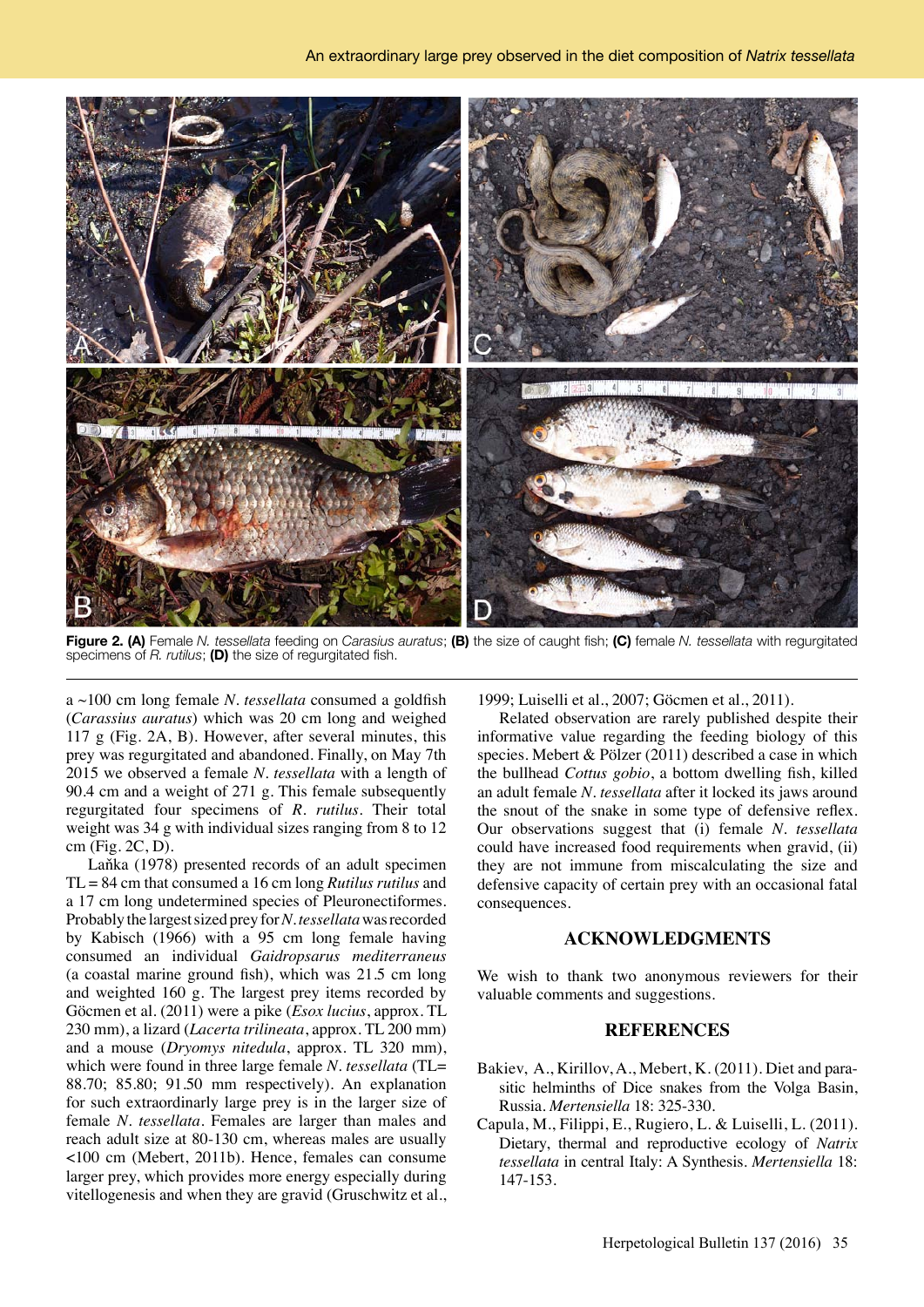**Figure 2. (A)** Female *N. tessellata* feeding on *Carasius auratus*; **(B)** the size of caught fish; **(C)** female *N. tessellata* with regurgitated specimens of *R. rutilus*; **(D)** the size of regurgitated fish.

a ~100 cm long female *N. tessellata* consumed a goldfish (*Carassius auratus*) which was 20 cm long and weighed 117 g (Fig. 2A, B). However, after several minutes, this prey was regurgitated and abandoned. Finally, on May 7th 2015 we observed a female *N. tessellata* with a length of 90.4 cm and a weight of 271 g. This female subsequently regurgitated four specimens of *R. rutilus*. Their total weight was 34 g with individual sizes ranging from 8 to 12 cm (Fig. 2C, D).

Laňka (1978) presented records of an adult specimen TL = 84 cm that consumed a 16 cm long *Rutilus rutilus* and a 17 cm long undetermined species of Pleuronectiformes. Probably the largest sized prey for *N. tessellata* was recorded by Kabisch (1966) with a 95 cm long female having consumed an individual *Gaidropsarus mediterraneus* (a coastal marine ground fish), which was 21.5 cm long and weighted 160 g. The largest prey items recorded by Göcmen et al. (2011) were a pike (*Esox lucius*, approx. TL 230 mm), a lizard (*Lacerta trilineata*, approx. TL 200 mm) and a mouse (*Dryomys nitedula*, approx. TL 320 mm), which were found in three large female *N. tessellata* (TL= 88.70; 85.80; 91.50 mm respectively). An explanation for such extraordinarly large prey is in the larger size of female *N. tessellata*. Females are larger than males and reach adult size at 80-130 cm, whereas males are usually <100 cm (Mebert, 2011b). Hence, females can consume larger prey, which provides more energy especially during vitellogenesis and when they are gravid (Gruschwitz et al., 1999; Luiselli et al., 2007; Göcmen et al., 2011).

Related observation are rarely published despite their informative value regarding the feeding biology of this species. Mebert & Pölzer (2011) described a case in which the bullhead *Cottus gobio*, a bottom dwelling fish, killed an adult female *N. tessellata* after it locked its jaws around the snout of the snake in some type of defensive reflex. Our observations suggest that (i) female *N. tessellata* could have increased food requirements when gravid, (ii) they are not immune from miscalculating the size and defensive capacity of certain prey with an occasional fatal consequences.

## ACKNOWLEDGMENTS

We wish to thank two anonymous reviewers for their valuable comments and suggestions.

## REFERENCES

Bakiev, A., Kirillov, A., Mebert, K. (2011). Diet and parasitic helminths of Dice snakes from the Volga Basin, Russia. *Mertensiella* 18: 325-330.

Capula, M., Filippi, E., Rugiero, L. & Luiselli, L. (2011). Dietary, thermal and reproductive ecology of *Natrix tessellata* in central Italy: A Synthesis. *Mertensiella* 18: 147-153.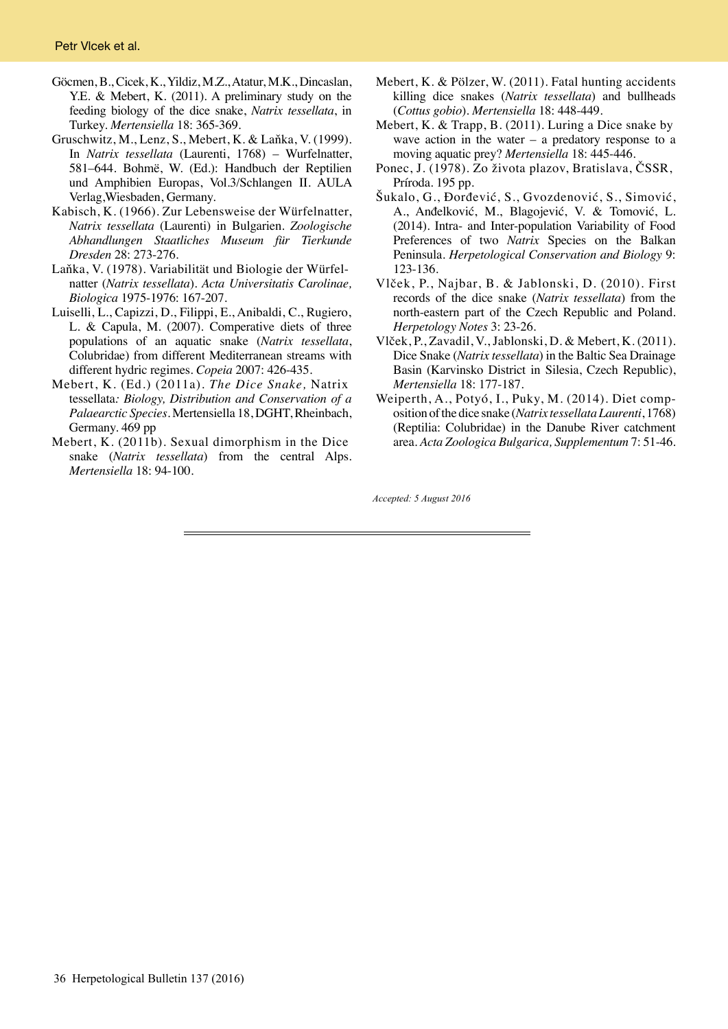Göcmen, B., Cicek, K., Yildiz, M.Z., Atatur, M.K., Dincaslan, Y.E. & Mebert, K. (2011). A preliminary study on the feeding biology of the dice snake, *Natrix tessellata*, in Turkey. *Mertensiella* 18: 365-369.

Gruschwitz, M., Lenz, S., Mebert, K. & Laňka, V. (1999). In *Natrix tessellata* (Laurenti, 1768) – Wurfelnatter, 581–644. Bohmë, W. (Ed.): Handbuch der Reptilien und Amphibien Europas, Vol.3/Schlangen II. AULA Verlag,Wiesbaden, Germany.

Kabisch, K. (1966). Zur Lebensweise der Würfelnatter, *Natrix tessellata* (Laurenti) in Bulgarien. *Zoologische Abhandlungen Staatliches Museum für Tierkunde Dresden* 28: 273-276.

Laňka, V. (1978). Variabilität und Biologie der Würfelnatter (*Natrix tessellata*). *Acta Universitatis Carolinae, Biologica* 1975-1976: 167-207.

Luiselli, L., Capizzi, D., Filippi, E., Anibaldi, C., Rugiero, L. & Capula, M. (2007). Comperative diets of three populations of an aquatic snake (*Natrix tessellata*, Colubridae) from different Mediterranean streams with different hydric regimes. *Copeia* 2007: 426-435.

Mebert, K. (Ed.) (2011a). *The Dice Snake,* Natrix tessellata*: Biology, Distribution and Conservation of a Palaearctic Species*. Mertensiella 18, DGHT, Rheinbach, Germany. 469 pp

Mebert, K. (2011b). Sexual dimorphism in the Dice snake (*Natrix tessellata*) from the central Alps. *Mertensiella* 18: 94-100.

Mebert, K. & Pölzer, W. (2011). Fatal hunting accidents killing dice snakes (*Natrix tessellata*) and bullheads (*Cottus gobio*). *Mertensiella* 18: 448-449.

Mebert, K. & Trapp, B. (2011). Luring a Dice snake by wave action in the water – a predatory response to a moving aquatic prey? *Mertensiella* 18: 445-446.

Ponec, J. (1978). Zo života plazov, Bratislava, ČSSR, Príroda. 195 pp.

Šukalo, G., Đorđević, S., Gvozdenović, S., Simović, A., Anđelković, M., Blagojević, V. & Tomović, L. (2014). Intra- and Inter-population Variability of Food Preferences of two *Natrix* Species on the Balkan Peninsula. *Herpetological Conservation and Biology* 9: 123-136.

Vlček, P., Najbar, B. & Jablonski, D. (2010). First records of the dice snake (*Natrix tessellata*) from the north-eastern part of the Czech Republic and Poland. *Herpetology Notes* 3: 23-26.

Vlček, P., Zavadil, V., Jablonski, D. & Mebert, K. (2011). Dice Snake (*Natrix tessellata*) in the Baltic Sea Drainage Basin (Karvinsko District in Silesia, Czech Republic), *Mertensiella* 18: 177-187.

Weiperth, A., Potyó, I., Puky, M. (2014). Diet composition of the dice snake (*Natrix tessellata Laurenti*, 1768) (Reptilia: Colubridae) in the Danube River catchment area. *Acta Zoologica Bulgarica, Supplementum* 7: 51-46.

*Accepted: 5 August 2016*